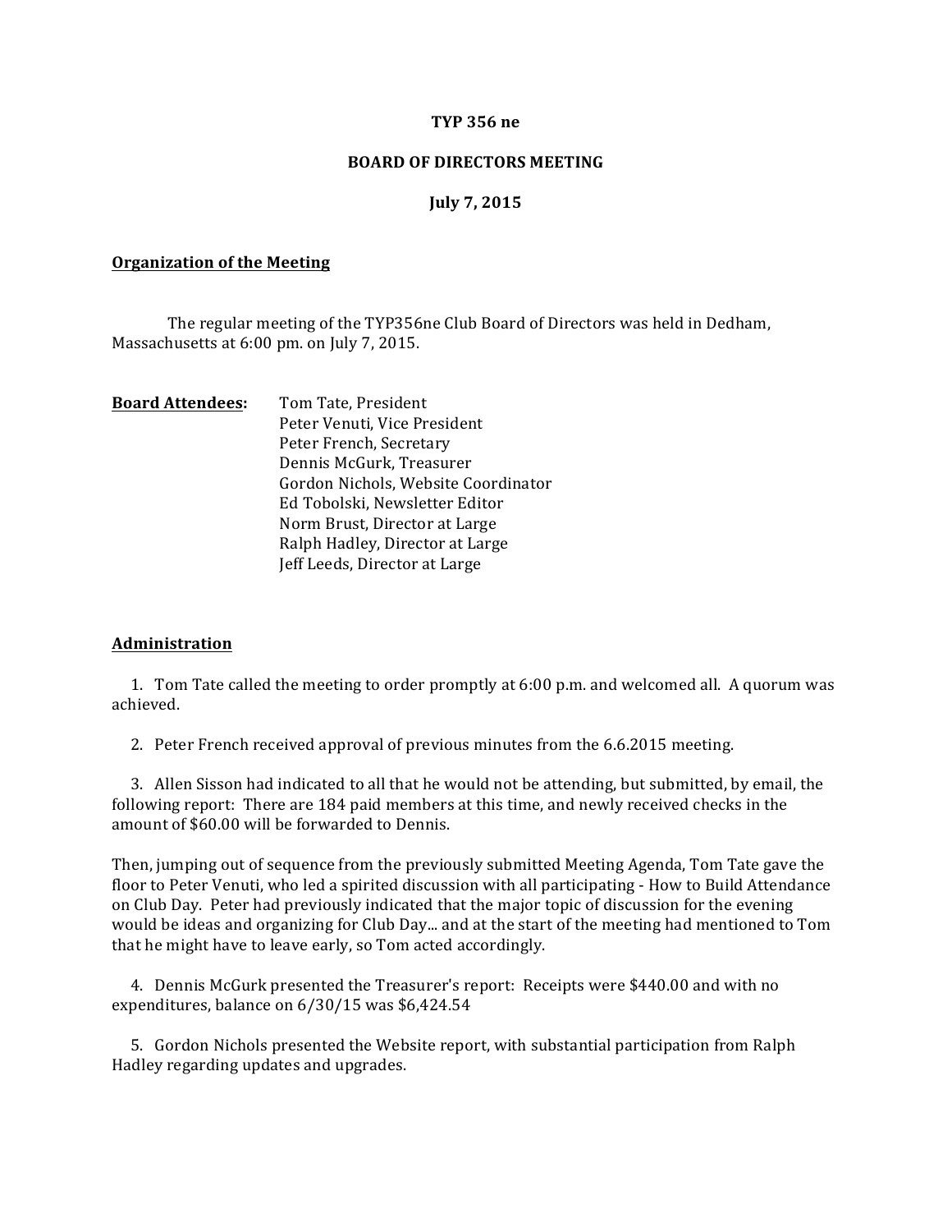**TYP 356 ne**

**BOARD OF DIRECTORS MEETING**

**July 7, 2015**

**Organization of the Meeting**

The regular meeting of the TYP356ne Club Board of Directors was held in Dedham, Massachusetts at 6:00 pm. on July 7, 2015.

**Board Attendees:**

Tom Tate, President
Peter Venuti, Vice President
Peter French, Secretary
Dennis McGurk, Treasurer
Gordon Nichols, Website Coordinator
Ed Tobolski, Newsletter Editor
Norm Brust, Director at Large
Ralph Hadley, Director at Large
Jeff Leeds, Director at Large

**Administration**

1. Tom Tate called the meeting to order promptly at 6:00 p.m. and welcomed all. A quorum was achieved.

2. Peter French received approval of previous minutes from the 6.6.2015 meeting.

3. Allen Sisson had indicated to all that he would not be attending, but submitted, by email, the following report: There are 184 paid members at this time, and newly received checks in the amount of $60.00 will be forwarded to Dennis.

Then, jumping out of sequence from the previously submitted Meeting Agenda, Tom Tate gave the floor to Peter Venuti, who led a spirited discussion with all participating - How to Build Attendance on Club Day. Peter had previously indicated that the major topic of discussion for the evening would be ideas and organizing for Club Day... and at the start of the meeting had mentioned to Tom that he might have to leave early, so Tom acted accordingly.

4. Dennis McGurk presented the Treasurer's report: Receipts were $440.00 and with no expenditures, balance on 6/30/15 was $6,424.54

5. Gordon Nichols presented the Website report, with substantial participation from Ralph Hadley regarding updates and upgrades.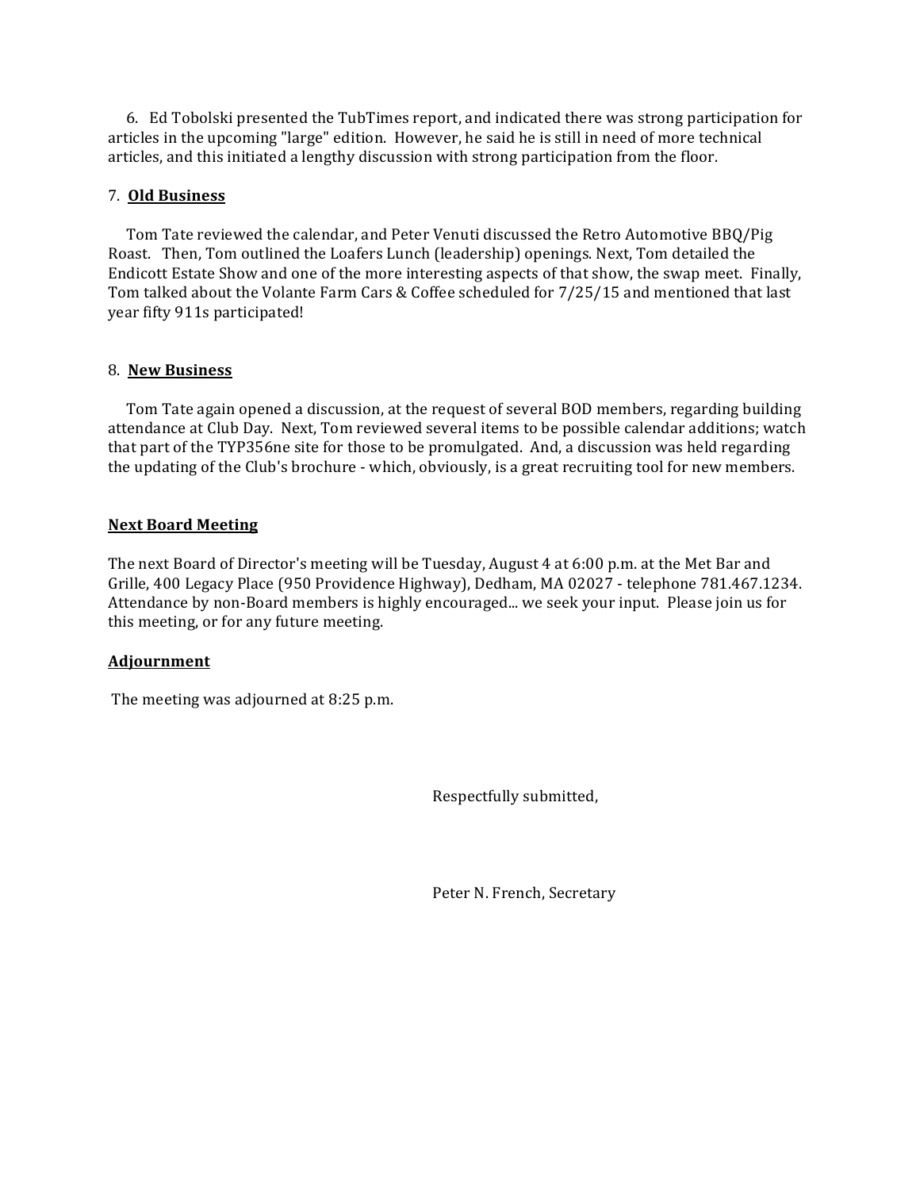6. Ed Tobolski presented the TubTimes report, and indicated there was strong participation for articles in the upcoming "large" edition. However, he said he is still in need of more technical articles, and this initiated a lengthy discussion with strong participation from the floor.

7. **Old Business**

Tom Tate reviewed the calendar, and Peter Venuti discussed the Retro Automotive BBQ/Pig Roast. Then, Tom outlined the Loafers Lunch (leadership) openings. Next, Tom detailed the Endicott Estate Show and one of the more interesting aspects of that show, the swap meet. Finally, Tom talked about the Volante Farm Cars & Coffee scheduled for 7/25/15 and mentioned that last year fifty 911s participated!

8. **New Business**

Tom Tate again opened a discussion, at the request of several BOD members, regarding building attendance at Club Day. Next, Tom reviewed several items to be possible calendar additions; watch that part of the TYP356ne site for those to be promulgated. And, a discussion was held regarding the updating of the Club's brochure - which, obviously, is a great recruiting tool for new members.

**Next Board Meeting**

The next Board of Director's meeting will be Tuesday, August 4 at 6:00 p.m. at the Met Bar and Grille, 400 Legacy Place (950 Providence Highway), Dedham, MA 02027 - telephone 781.467.1234. Attendance by non-Board members is highly encouraged... we seek your input. Please join us for this meeting, or for any future meeting.

**Adjournment**

The meeting was adjourned at 8:25 p.m.

Respectfully submitted,

Peter N. French, Secretary